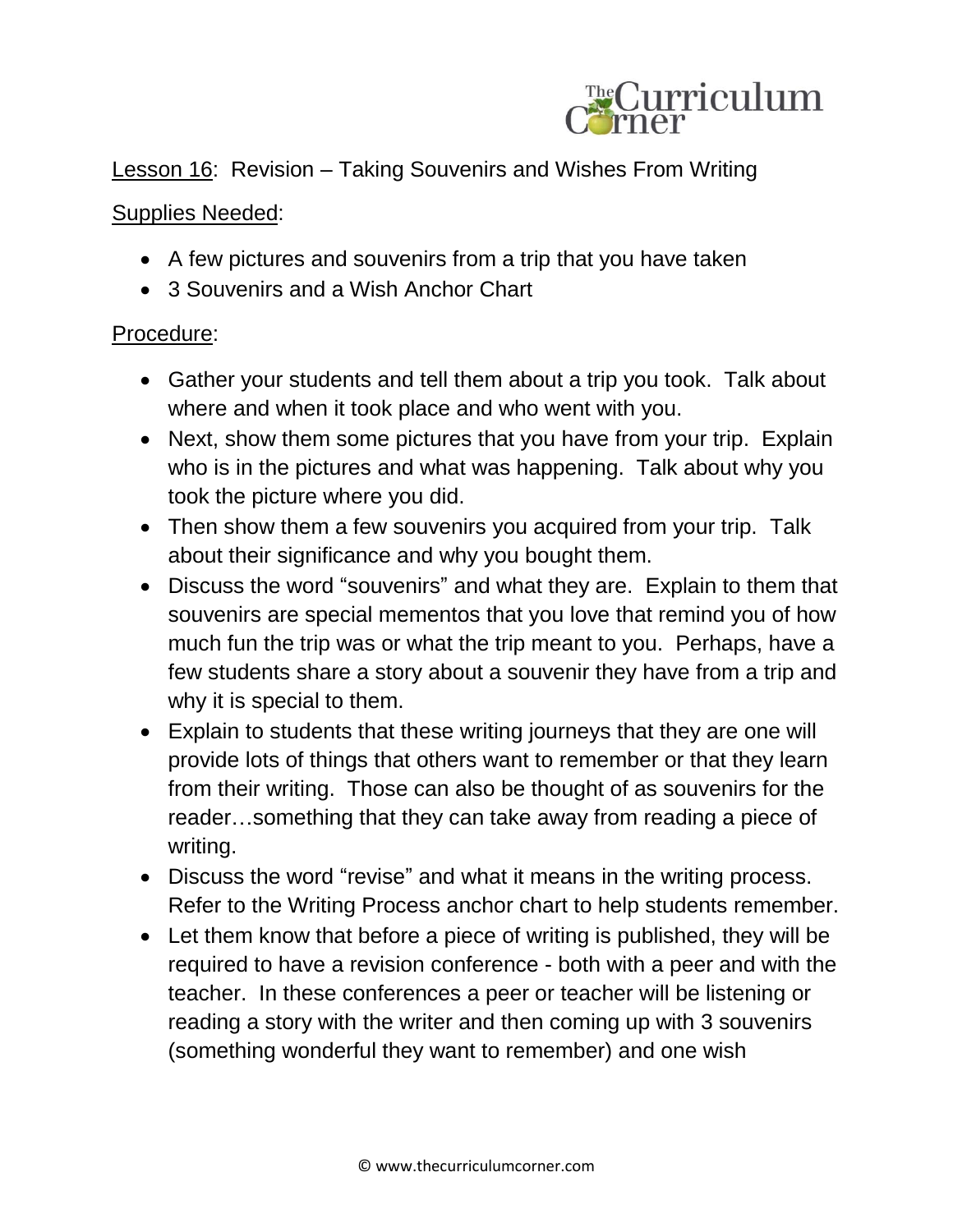Lesson 16: Revision – Taking Souvenirs and Wishes From Writing

Supplies Needed:

- A few pictures and souvenirs from a trip that you have taken
- 3 Souvenirs and a Wish Anchor Chart

Procedure:

- Gather your students and tell them about a trip you took. Talk about where and when it took place and who went with you.
- Next, show them some pictures that you have from your trip. Explain who is in the pictures and what was happening. Talk about why you took the picture where you did.
- Then show them a few souvenirs you acquired from your trip. Talk about their significance and why you bought them.
- Discuss the word "souvenirs" and what they are. Explain to them that souvenirs are special mementos that you love that remind you of how much fun the trip was or what the trip meant to you. Perhaps, have a few students share a story about a souvenir they have from a trip and why it is special to them.
- Explain to students that these writing journeys that they are one will provide lots of things that others want to remember or that they learn from their writing. Those can also be thought of as souvenirs for the reader…something that they can take away from reading a piece of writing.
- Discuss the word "revise" and what it means in the writing process. Refer to the Writing Process anchor chart to help students remember.
- Let them know that before a piece of writing is published, they will be required to have a revision conference - both with a peer and with the teacher. In these conferences a peer or teacher will be listening or reading a story with the writer and then coming up with 3 souvenirs (something wonderful they want to remember) and one wish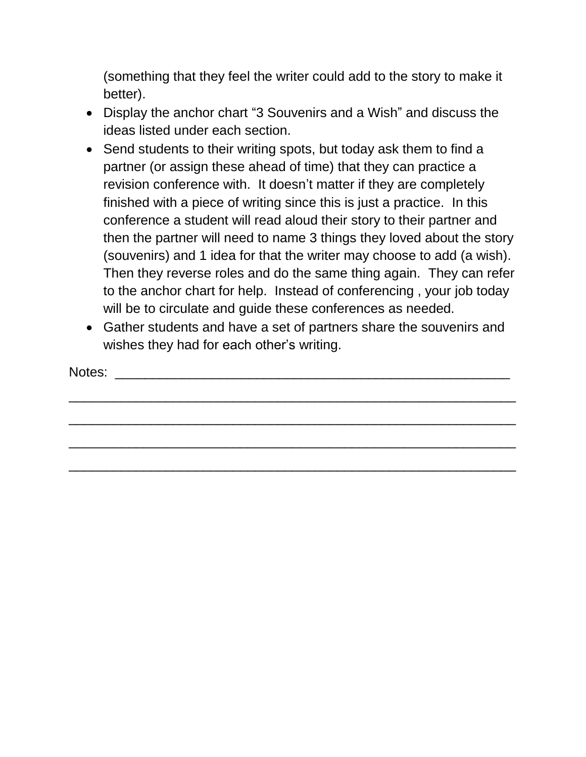(something that they feel the writer could add to the story to make it better).

- Display the anchor chart "3 Souvenirs and a Wish" and discuss the ideas listed under each section.
- Send students to their writing spots, but today ask them to find a partner (or assign these ahead of time) that they can practice a revision conference with. It doesn't matter if they are completely finished with a piece of writing since this is just a practice. In this conference a student will read aloud their story to their partner and then the partner will need to name 3 things they loved about the story (souvenirs) and 1 idea for that the writer may choose to add (a wish). Then they reverse roles and do the same thing again. They can refer to the anchor chart for help. Instead of conferencing , your job today will be to circulate and guide these conferences as needed.
- Gather students and have a set of partners share the souvenirs and wishes they had for each other's writing.

Notes: ______________________________________________________

_____________________________________________________________

_____________________________________________________________

_____________________________________________________________

_____________________________________________________________